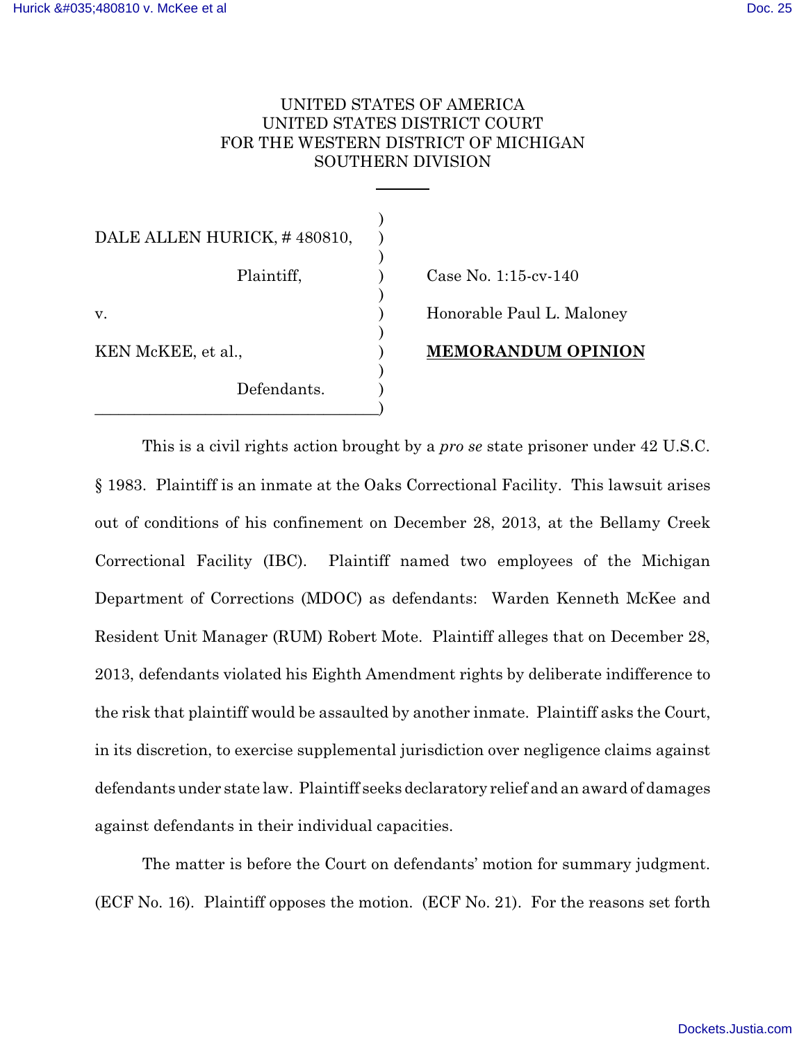UNITED STATES OF AMERICA
UNITED STATES DISTRICT COURT
FOR THE WESTERN DISTRICT OF MICHIGAN
SOUTHERN DIVISION

---

| | |
|---|---|
| DALE ALLEN HURICK, # 480810, | |
| Plaintiff, | Case No. 1:15-cv-140 |
| v. | Honorable Paul L. Maloney |
| KEN McKEE, et al., | **MEMORANDUM OPINION** |
| Defendants. | |

This is a civil rights action brought by a *pro se* state prisoner under 42 U.S.C. § 1983. Plaintiff is an inmate at the Oaks Correctional Facility. This lawsuit arises out of conditions of his confinement on December 28, 2013, at the Bellamy Creek Correctional Facility (IBC). Plaintiff named two employees of the Michigan Department of Corrections (MDOC) as defendants: Warden Kenneth McKee and Resident Unit Manager (RUM) Robert Mote. Plaintiff alleges that on December 28, 2013, defendants violated his Eighth Amendment rights by deliberate indifference to the risk that plaintiff would be assaulted by another inmate. Plaintiff asks the Court, in its discretion, to exercise supplemental jurisdiction over negligence claims against defendants under state law. Plaintiff seeks declaratory relief and an award of damages against defendants in their individual capacities.

The matter is before the Court on defendants' motion for summary judgment. (ECF No. 16). Plaintiff opposes the motion. (ECF No. 21). For the reasons set forth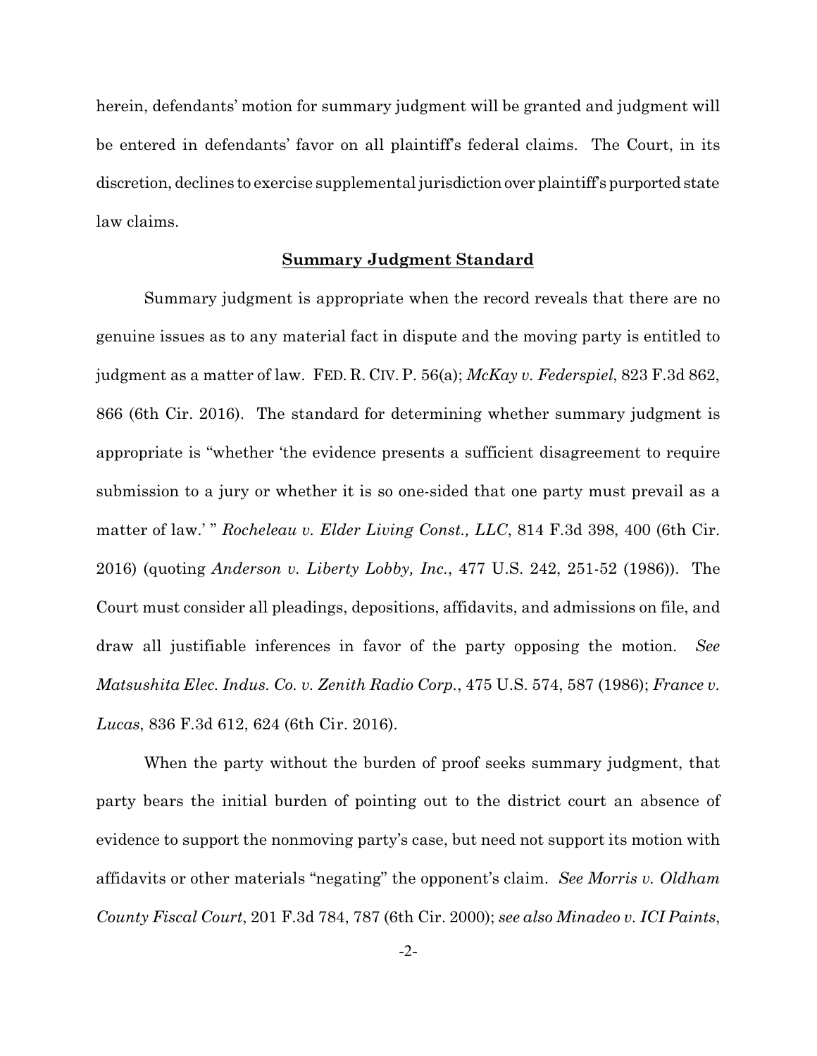herein, defendants' motion for summary judgment will be granted and judgment will be entered in defendants' favor on all plaintiff's federal claims. The Court, in its discretion, declines to exercise supplemental jurisdiction over plaintiff's purported state law claims.

## **Summary Judgment Standard**

Summary judgment is appropriate when the record reveals that there are no genuine issues as to any material fact in dispute and the moving party is entitled to judgment as a matter of law. FED. R. CIV. P. 56(a); *McKay v. Federspiel*, 823 F.3d 862, 866 (6th Cir. 2016). The standard for determining whether summary judgment is appropriate is "whether 'the evidence presents a sufficient disagreement to require submission to a jury or whether it is so one-sided that one party must prevail as a matter of law.' " *Rocheleau v. Elder Living Const., LLC*, 814 F.3d 398, 400 (6th Cir. 2016) (quoting *Anderson v. Liberty Lobby, Inc.*, 477 U.S. 242, 251-52 (1986)). The Court must consider all pleadings, depositions, affidavits, and admissions on file, and draw all justifiable inferences in favor of the party opposing the motion. *See Matsushita Elec. Indus. Co. v. Zenith Radio Corp.*, 475 U.S. 574, 587 (1986); *France v. Lucas*, 836 F.3d 612, 624 (6th Cir. 2016).

When the party without the burden of proof seeks summary judgment, that party bears the initial burden of pointing out to the district court an absence of evidence to support the nonmoving party's case, but need not support its motion with affidavits or other materials "negating" the opponent's claim. *See Morris v. Oldham County Fiscal Court*, 201 F.3d 784, 787 (6th Cir. 2000); *see also Minadeo v. ICI Paints*,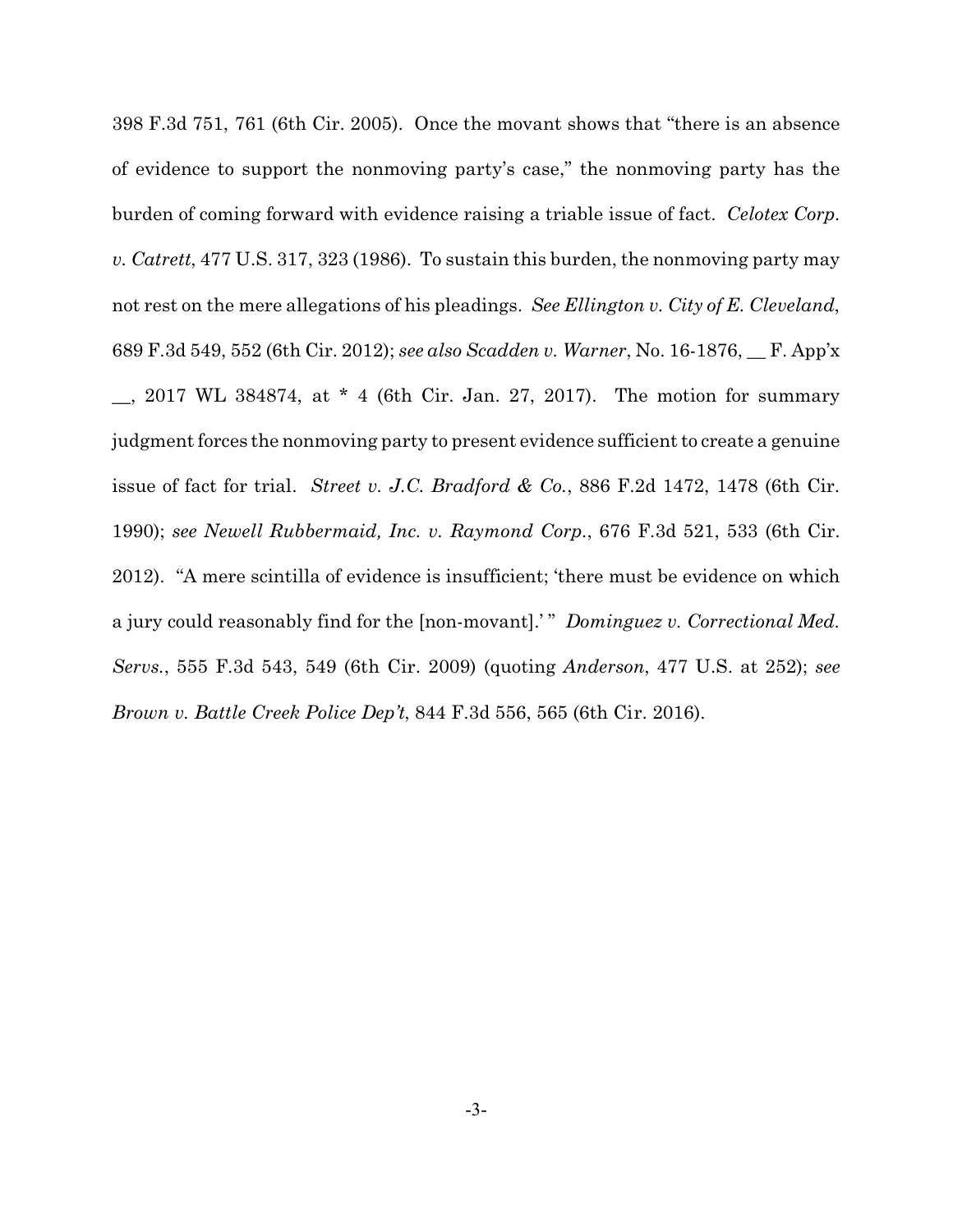398 F.3d 751, 761 (6th Cir. 2005). Once the movant shows that "there is an absence of evidence to support the nonmoving party's case," the nonmoving party has the burden of coming forward with evidence raising a triable issue of fact. *Celotex Corp. v. Catrett*, 477 U.S. 317, 323 (1986). To sustain this burden, the nonmoving party may not rest on the mere allegations of his pleadings. *See Ellington v. City of E. Cleveland*, 689 F.3d 549, 552 (6th Cir. 2012); *see also Scadden v. Warner*, No. 16-1876, __ F. App'x __, 2017 WL 384874, at * 4 (6th Cir. Jan. 27, 2017). The motion for summary judgment forces the nonmoving party to present evidence sufficient to create a genuine issue of fact for trial. *Street v. J.C. Bradford & Co.*, 886 F.2d 1472, 1478 (6th Cir. 1990); *see Newell Rubbermaid, Inc. v. Raymond Corp.*, 676 F.3d 521, 533 (6th Cir. 2012). "A mere scintilla of evidence is insufficient; 'there must be evidence on which a jury could reasonably find for the [non-movant].' " *Dominguez v. Correctional Med. Servs.*, 555 F.3d 543, 549 (6th Cir. 2009) (quoting *Anderson*, 477 U.S. at 252); *see Brown v. Battle Creek Police Dep't*, 844 F.3d 556, 565 (6th Cir. 2016).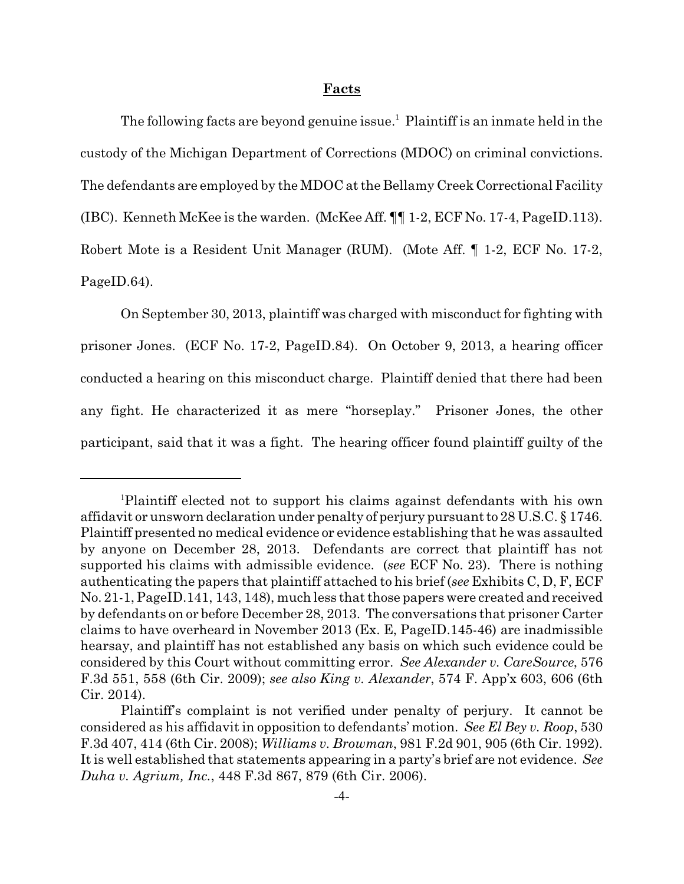## Facts

The following facts are beyond genuine issue.[1] Plaintiff is an inmate held in the custody of the Michigan Department of Corrections (MDOC) on criminal convictions. The defendants are employed by the MDOC at the Bellamy Creek Correctional Facility (IBC). Kenneth McKee is the warden. (McKee Aff. ¶¶ 1-2, ECF No. 17-4, PageID.113). Robert Mote is a Resident Unit Manager (RUM). (Mote Aff. ¶ 1-2, ECF No. 17-2, PageID.64).

On September 30, 2013, plaintiff was charged with misconduct for fighting with prisoner Jones. (ECF No. 17-2, PageID.84). On October 9, 2013, a hearing officer conducted a hearing on this misconduct charge. Plaintiff denied that there had been any fight. He characterized it as mere "horseplay." Prisoner Jones, the other participant, said that it was a fight. The hearing officer found plaintiff guilty of the

---

[1]Plaintiff elected not to support his claims against defendants with his own affidavit or unsworn declaration under penalty of perjury pursuant to 28 U.S.C. § 1746. Plaintiff presented no medical evidence or evidence establishing that he was assaulted by anyone on December 28, 2013. Defendants are correct that plaintiff has not supported his claims with admissible evidence. (*see* ECF No. 23). There is nothing authenticating the papers that plaintiff attached to his brief (*see* Exhibits C, D, F, ECF No. 21-1, PageID.141, 143, 148), much less that those papers were created and received by defendants on or before December 28, 2013. The conversations that prisoner Carter claims to have overheard in November 2013 (Ex. E, PageID.145-46) are inadmissible hearsay, and plaintiff has not established any basis on which such evidence could be considered by this Court without committing error. *See Alexander v. CareSource*, 576 F.3d 551, 558 (6th Cir. 2009); *see also King v. Alexander*, 574 F. App'x 603, 606 (6th Cir. 2014).

Plaintiff's complaint is not verified under penalty of perjury. It cannot be considered as his affidavit in opposition to defendants' motion. *See El Bey v. Roop*, 530 F.3d 407, 414 (6th Cir. 2008); *Williams v. Browman*, 981 F.2d 901, 905 (6th Cir. 1992). It is well established that statements appearing in a party's brief are not evidence. *See Duha v. Agrium, Inc.*, 448 F.3d 867, 879 (6th Cir. 2006).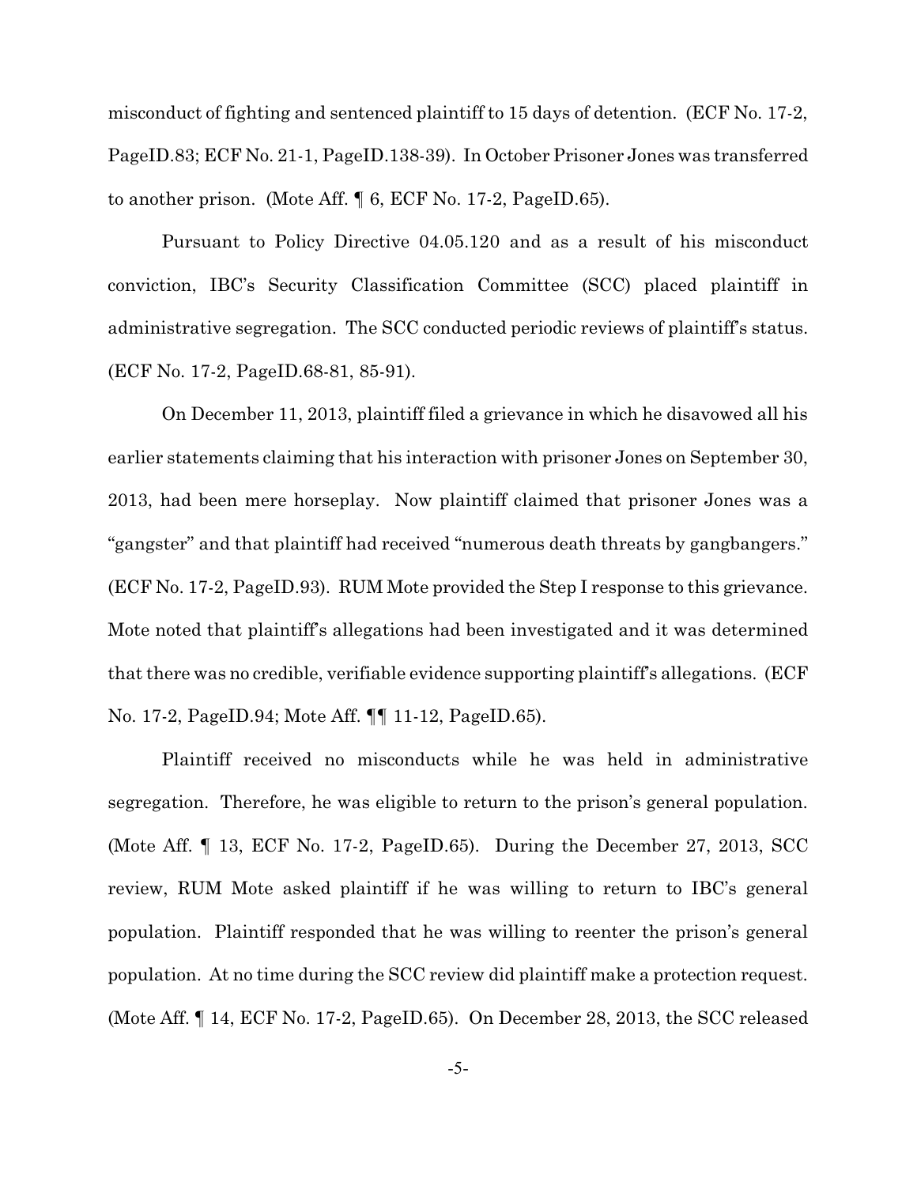misconduct of fighting and sentenced plaintiff to 15 days of detention. (ECF No. 17-2, PageID.83; ECF No. 21-1, PageID.138-39). In October Prisoner Jones was transferred to another prison. (Mote Aff. ¶ 6, ECF No. 17-2, PageID.65).

Pursuant to Policy Directive 04.05.120 and as a result of his misconduct conviction, IBC's Security Classification Committee (SCC) placed plaintiff in administrative segregation. The SCC conducted periodic reviews of plaintiff's status. (ECF No. 17-2, PageID.68-81, 85-91).

On December 11, 2013, plaintiff filed a grievance in which he disavowed all his earlier statements claiming that his interaction with prisoner Jones on September 30, 2013, had been mere horseplay. Now plaintiff claimed that prisoner Jones was a "gangster" and that plaintiff had received "numerous death threats by gangbangers." (ECF No. 17-2, PageID.93). RUM Mote provided the Step I response to this grievance. Mote noted that plaintiff's allegations had been investigated and it was determined that there was no credible, verifiable evidence supporting plaintiff's allegations. (ECF No. 17-2, PageID.94; Mote Aff. ¶¶ 11-12, PageID.65).

Plaintiff received no misconducts while he was held in administrative segregation. Therefore, he was eligible to return to the prison's general population. (Mote Aff. ¶ 13, ECF No. 17-2, PageID.65). During the December 27, 2013, SCC review, RUM Mote asked plaintiff if he was willing to return to IBC's general population. Plaintiff responded that he was willing to reenter the prison's general population. At no time during the SCC review did plaintiff make a protection request. (Mote Aff. ¶ 14, ECF No. 17-2, PageID.65). On December 28, 2013, the SCC released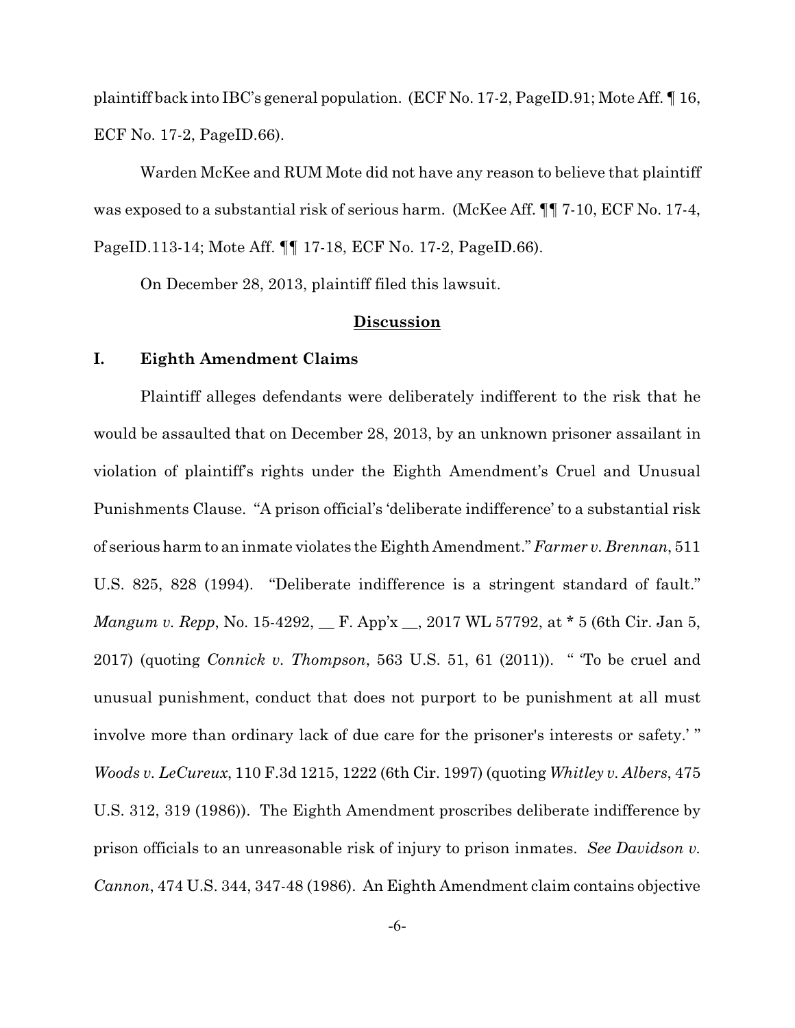plaintiff back into IBC's general population. (ECF No. 17-2, PageID.91; Mote Aff. ¶ 16, ECF No. 17-2, PageID.66).

Warden McKee and RUM Mote did not have any reason to believe that plaintiff was exposed to a substantial risk of serious harm. (McKee Aff. ¶¶ 7-10, ECF No. 17-4, PageID.113-14; Mote Aff. ¶¶ 17-18, ECF No. 17-2, PageID.66).

On December 28, 2013, plaintiff filed this lawsuit.

## **Discussion**

### **I. Eighth Amendment Claims**

Plaintiff alleges defendants were deliberately indifferent to the risk that he would be assaulted that on December 28, 2013, by an unknown prisoner assailant in violation of plaintiff's rights under the Eighth Amendment's Cruel and Unusual Punishments Clause. "A prison official's 'deliberate indifference' to a substantial risk of serious harm to an inmate violates the Eighth Amendment." *Farmer v. Brennan*, 511 U.S. 825, 828 (1994). "Deliberate indifference is a stringent standard of fault." *Mangum v. Repp*, No. 15-4292, __ F. App'x __, 2017 WL 57792, at * 5 (6th Cir. Jan 5, 2017) (quoting *Connick v. Thompson*, 563 U.S. 51, 61 (2011)). " 'To be cruel and unusual punishment, conduct that does not purport to be punishment at all must involve more than ordinary lack of due care for the prisoner's interests or safety.' " *Woods v. LeCureux*, 110 F.3d 1215, 1222 (6th Cir. 1997) (quoting *Whitley v. Albers*, 475 U.S. 312, 319 (1986)). The Eighth Amendment proscribes deliberate indifference by prison officials to an unreasonable risk of injury to prison inmates. *See Davidson v. Cannon*, 474 U.S. 344, 347-48 (1986). An Eighth Amendment claim contains objective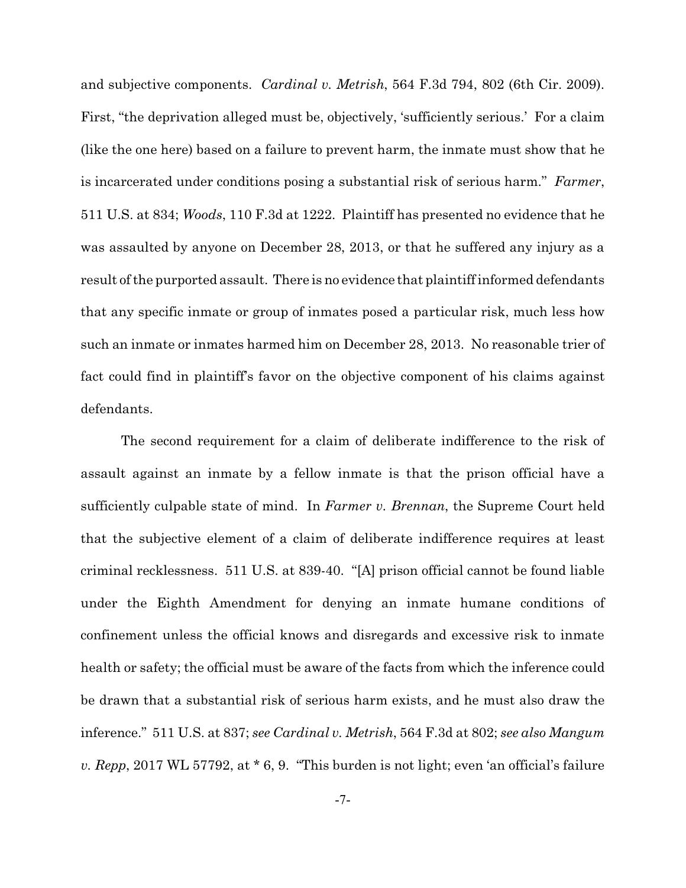and subjective components. *Cardinal v. Metrish*, 564 F.3d 794, 802 (6th Cir. 2009). First, "the deprivation alleged must be, objectively, 'sufficiently serious.' For a claim (like the one here) based on a failure to prevent harm, the inmate must show that he is incarcerated under conditions posing a substantial risk of serious harm." *Farmer*, 511 U.S. at 834; *Woods*, 110 F.3d at 1222. Plaintiff has presented no evidence that he was assaulted by anyone on December 28, 2013, or that he suffered any injury as a result of the purported assault. There is no evidence that plaintiff informed defendants that any specific inmate or group of inmates posed a particular risk, much less how such an inmate or inmates harmed him on December 28, 2013. No reasonable trier of fact could find in plaintiff's favor on the objective component of his claims against defendants.

The second requirement for a claim of deliberate indifference to the risk of assault against an inmate by a fellow inmate is that the prison official have a sufficiently culpable state of mind. In *Farmer v. Brennan*, the Supreme Court held that the subjective element of a claim of deliberate indifference requires at least criminal recklessness. 511 U.S. at 839-40. "[A] prison official cannot be found liable under the Eighth Amendment for denying an inmate humane conditions of confinement unless the official knows and disregards and excessive risk to inmate health or safety; the official must be aware of the facts from which the inference could be drawn that a substantial risk of serious harm exists, and he must also draw the inference." 511 U.S. at 837; *see Cardinal v. Metrish*, 564 F.3d at 802; *see also Mangum v. Repp*, 2017 WL 57792, at * 6, 9. "This burden is not light; even 'an official's failure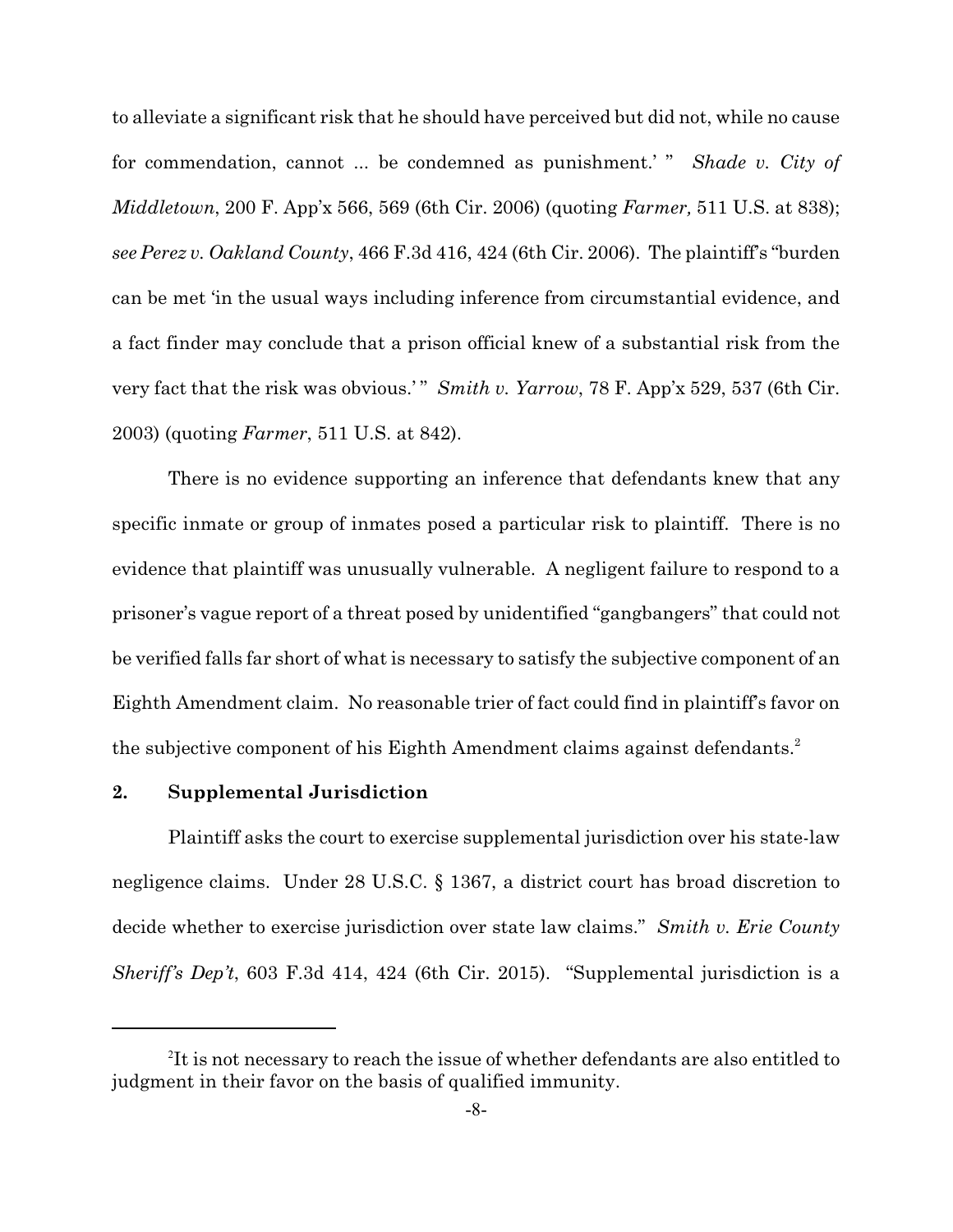to alleviate a significant risk that he should have perceived but did not, while no cause for commendation, cannot ... be condemned as punishment.' " *Shade v. City of Middletown*, 200 F. App'x 566, 569 (6th Cir. 2006) (quoting *Farmer,* 511 U.S. at 838); *see Perez v. Oakland County*, 466 F.3d 416, 424 (6th Cir. 2006). The plaintiff's "burden can be met 'in the usual ways including inference from circumstantial evidence, and a fact finder may conclude that a prison official knew of a substantial risk from the very fact that the risk was obvious.' " *Smith v. Yarrow*, 78 F. App'x 529, 537 (6th Cir. 2003) (quoting *Farmer*, 511 U.S. at 842).

There is no evidence supporting an inference that defendants knew that any specific inmate or group of inmates posed a particular risk to plaintiff. There is no evidence that plaintiff was unusually vulnerable. A negligent failure to respond to a prisoner's vague report of a threat posed by unidentified "gangbangers" that could not be verified falls far short of what is necessary to satisfy the subjective component of an Eighth Amendment claim. No reasonable trier of fact could find in plaintiff's favor on the subjective component of his Eighth Amendment claims against defendants.[2]

**2. Supplemental Jurisdiction**

Plaintiff asks the court to exercise supplemental jurisdiction over his state-law negligence claims. Under 28 U.S.C. § 1367, a district court has broad discretion to decide whether to exercise jurisdiction over state law claims." *Smith v. Erie County Sheriff's Dep't*, 603 F.3d 414, 424 (6th Cir. 2015). "Supplemental jurisdiction is a

---

[2]It is not necessary to reach the issue of whether defendants are also entitled to judgment in their favor on the basis of qualified immunity.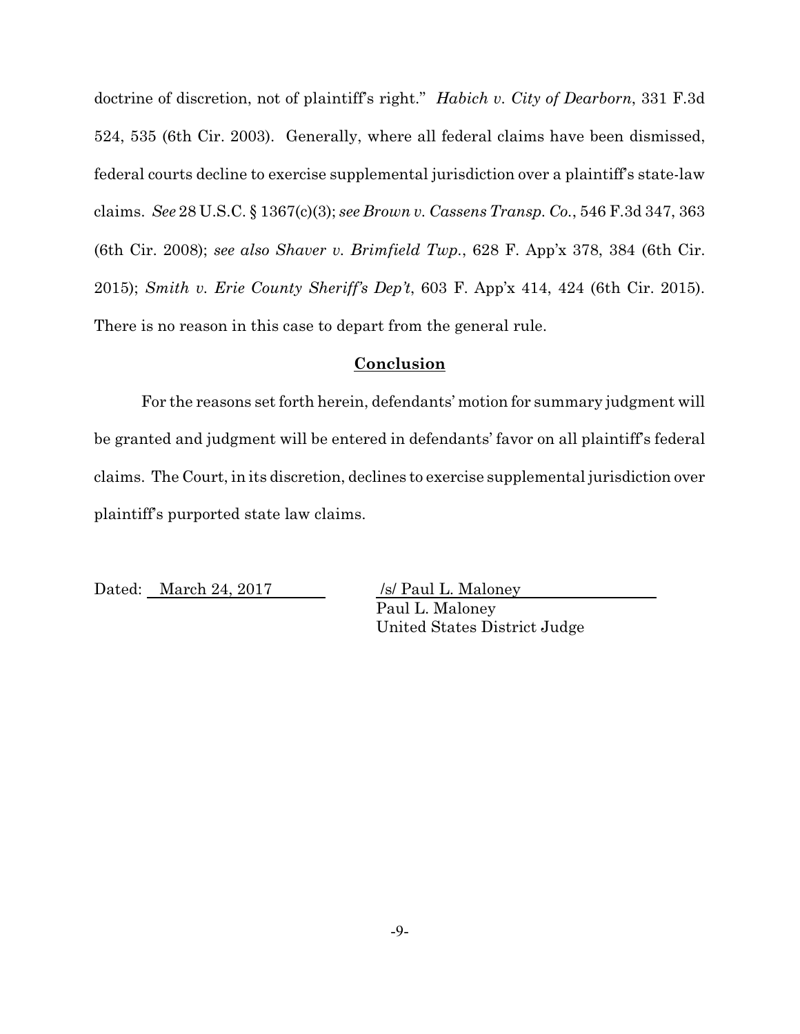doctrine of discretion, not of plaintiff's right." *Habich v. City of Dearborn*, 331 F.3d 524, 535 (6th Cir. 2003). Generally, where all federal claims have been dismissed, federal courts decline to exercise supplemental jurisdiction over a plaintiff's state-law claims. *See* 28 U.S.C. § 1367(c)(3); *see Brown v. Cassens Transp. Co.*, 546 F.3d 347, 363 (6th Cir. 2008); *see also Shaver v. Brimfield Twp.*, 628 F. App'x 378, 384 (6th Cir. 2015); *Smith v. Erie County Sheriff's Dep't*, 603 F. App'x 414, 424 (6th Cir. 2015). There is no reason in this case to depart from the general rule.

## Conclusion

For the reasons set forth herein, defendants' motion for summary judgment will be granted and judgment will be entered in defendants' favor on all plaintiff's federal claims. The Court, in its discretion, declines to exercise supplemental jurisdiction over plaintiff's purported state law claims.

Dated: March 24, 2017

/s/ Paul L. Maloney
Paul L. Maloney
United States District Judge